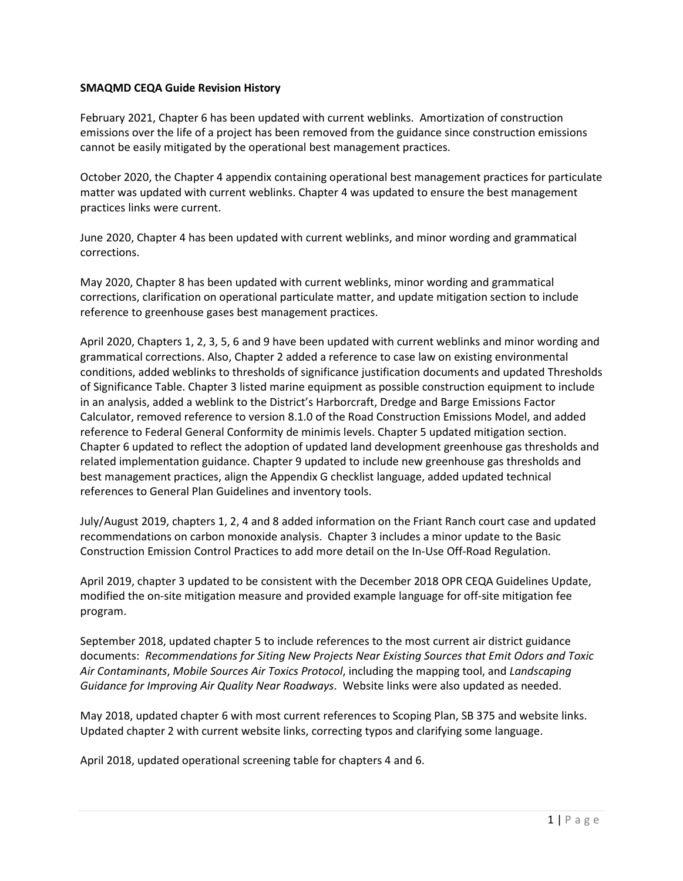**SMAQMD CEQA Guide Revision History**

February 2021, Chapter 6 has been updated with current weblinks. Amortization of construction emissions over the life of a project has been removed from the guidance since construction emissions cannot be easily mitigated by the operational best management practices.

October 2020, the Chapter 4 appendix containing operational best management practices for particulate matter was updated with current weblinks. Chapter 4 was updated to ensure the best management practices links were current.

June 2020, Chapter 4 has been updated with current weblinks, and minor wording and grammatical corrections.

May 2020, Chapter 8 has been updated with current weblinks, minor wording and grammatical corrections, clarification on operational particulate matter, and update mitigation section to include reference to greenhouse gases best management practices.

April 2020, Chapters 1, 2, 3, 5, 6 and 9 have been updated with current weblinks and minor wording and grammatical corrections. Also, Chapter 2 added a reference to case law on existing environmental conditions, added weblinks to thresholds of significance justification documents and updated Thresholds of Significance Table. Chapter 3 listed marine equipment as possible construction equipment to include in an analysis, added a weblink to the District's Harborcraft, Dredge and Barge Emissions Factor Calculator, removed reference to version 8.1.0 of the Road Construction Emissions Model, and added reference to Federal General Conformity de minimis levels. Chapter 5 updated mitigation section. Chapter 6 updated to reflect the adoption of updated land development greenhouse gas thresholds and related implementation guidance. Chapter 9 updated to include new greenhouse gas thresholds and best management practices, align the Appendix G checklist language, added updated technical references to General Plan Guidelines and inventory tools.

July/August 2019, chapters 1, 2, 4 and 8 added information on the Friant Ranch court case and updated recommendations on carbon monoxide analysis. Chapter 3 includes a minor update to the Basic Construction Emission Control Practices to add more detail on the In-Use Off-Road Regulation.

April 2019, chapter 3 updated to be consistent with the December 2018 OPR CEQA Guidelines Update, modified the on-site mitigation measure and provided example language for off-site mitigation fee program.

September 2018, updated chapter 5 to include references to the most current air district guidance documents: *Recommendations for Siting New Projects Near Existing Sources that Emit Odors and Toxic Air Contaminants*, *Mobile Sources Air Toxics Protocol*, including the mapping tool, and *Landscaping Guidance for Improving Air Quality Near Roadways*. Website links were also updated as needed.

May 2018, updated chapter 6 with most current references to Scoping Plan, SB 375 and website links. Updated chapter 2 with current website links, correcting typos and clarifying some language.

April 2018, updated operational screening table for chapters 4 and 6.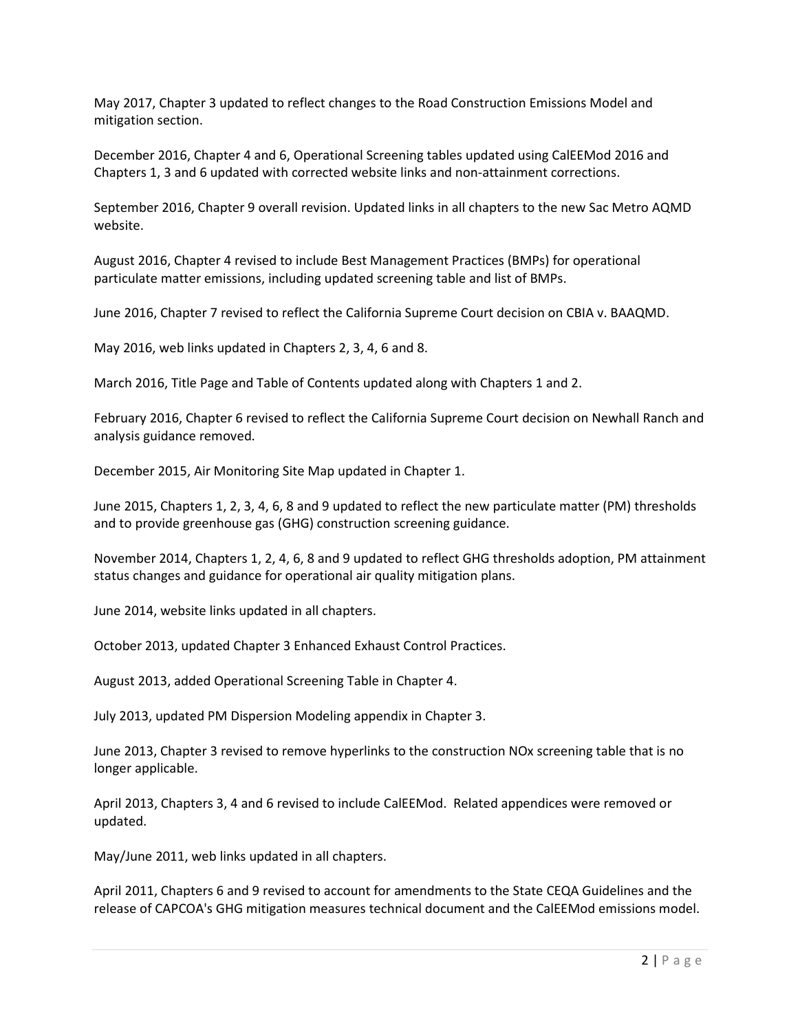May 2017, Chapter 3 updated to reflect changes to the Road Construction Emissions Model and mitigation section.

December 2016, Chapter 4 and 6, Operational Screening tables updated using CalEEMod 2016 and Chapters 1, 3 and 6 updated with corrected website links and non-attainment corrections.

September 2016, Chapter 9 overall revision. Updated links in all chapters to the new Sac Metro AQMD website.

August 2016, Chapter 4 revised to include Best Management Practices (BMPs) for operational particulate matter emissions, including updated screening table and list of BMPs.

June 2016, Chapter 7 revised to reflect the California Supreme Court decision on CBIA v. BAAQMD.

May 2016, web links updated in Chapters 2, 3, 4, 6 and 8.

March 2016, Title Page and Table of Contents updated along with Chapters 1 and 2.

February 2016, Chapter 6 revised to reflect the California Supreme Court decision on Newhall Ranch and analysis guidance removed.

December 2015, Air Monitoring Site Map updated in Chapter 1.

June 2015, Chapters 1, 2, 3, 4, 6, 8 and 9 updated to reflect the new particulate matter (PM) thresholds and to provide greenhouse gas (GHG) construction screening guidance.

November 2014, Chapters 1, 2, 4, 6, 8 and 9 updated to reflect GHG thresholds adoption, PM attainment status changes and guidance for operational air quality mitigation plans.

June 2014, website links updated in all chapters.

October 2013, updated Chapter 3 Enhanced Exhaust Control Practices.

August 2013, added Operational Screening Table in Chapter 4.

July 2013, updated PM Dispersion Modeling appendix in Chapter 3.

June 2013, Chapter 3 revised to remove hyperlinks to the construction NOx screening table that is no longer applicable.

April 2013, Chapters 3, 4 and 6 revised to include CalEEMod. Related appendices were removed or updated.

May/June 2011, web links updated in all chapters.

April 2011, Chapters 6 and 9 revised to account for amendments to the State CEQA Guidelines and the release of CAPCOA's GHG mitigation measures technical document and the CalEEMod emissions model.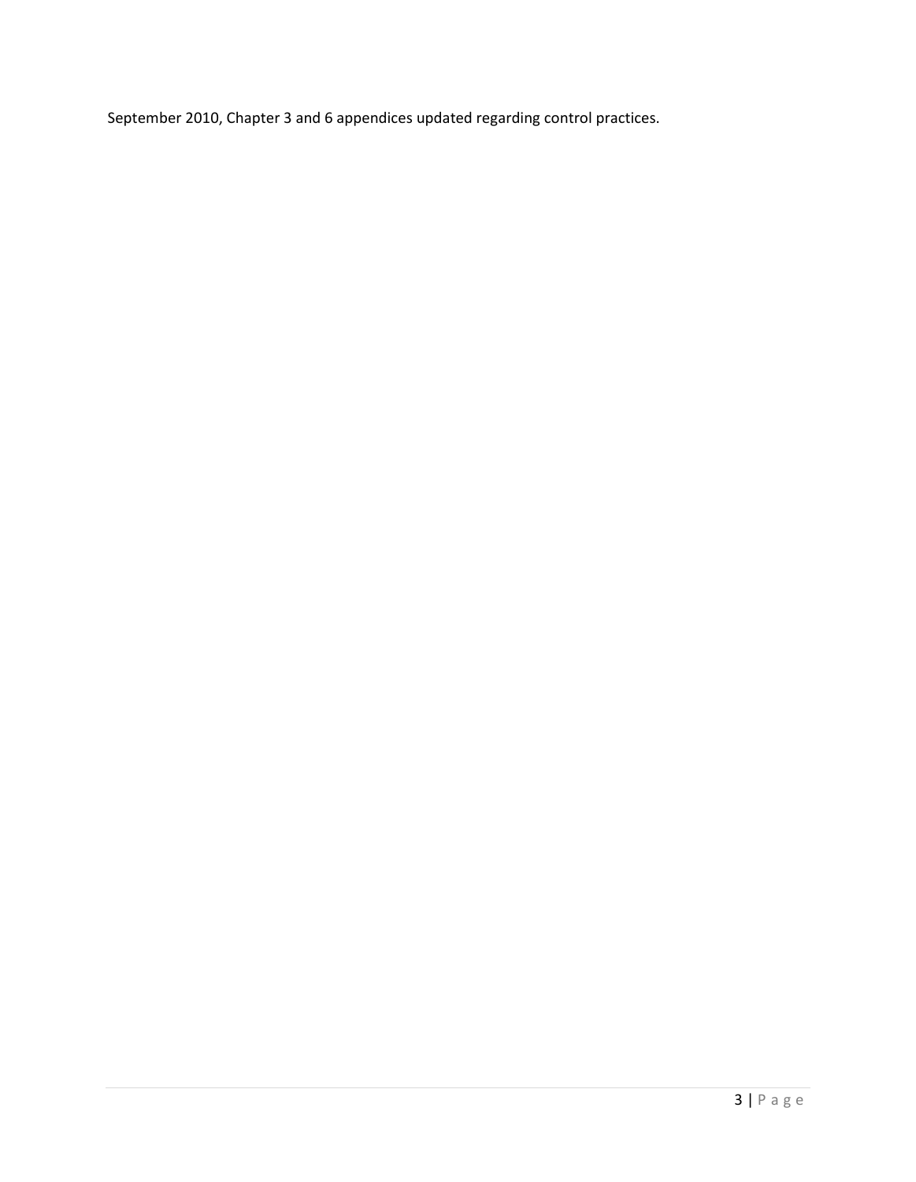September 2010, Chapter 3 and 6 appendices updated regarding control practices.